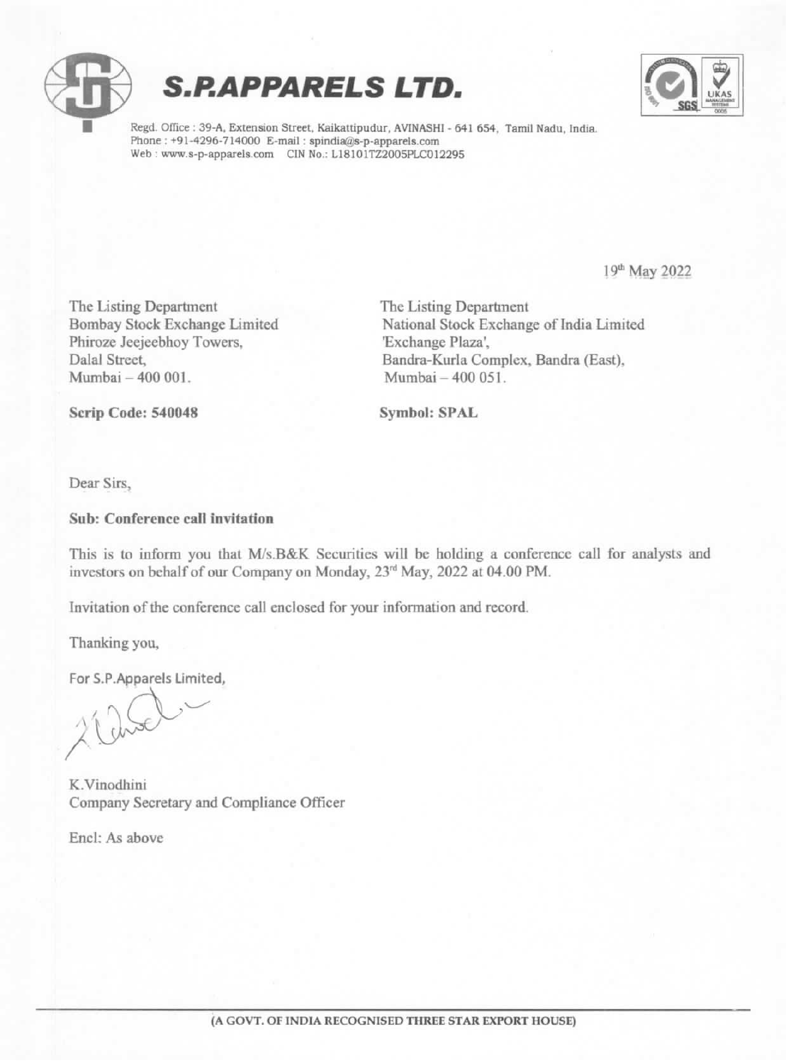# S.P.APPARELS LTD.

Regd. Office : 39-A, Extension Street, Kaikattipudur, AVINASHI - 641 654, Tamil Nadu, India.
Phone : +91-4296-714000 E-mail : spindia@s-p-apparels.com
Web : www.s-p-apparels.com CIN No.: L18101TZ2005PLC012295

19th May 2022

The Listing Department
Bombay Stock Exchange Limited
Phiroze Jeejeebhoy Towers,
Dalal Street,
Mumbai – 400 001.

**Scrip Code: 540048**

The Listing Department
National Stock Exchange of India Limited
'Exchange Plaza',
Bandra-Kurla Complex, Bandra (East),
Mumbai – 400 051.

**Symbol: SPAL**

Dear Sirs,

**Sub: Conference call invitation**

This is to inform you that M/s.B&K Securities will be holding a conference call for analysts and investors on behalf of our Company on Monday, 23rd May, 2022 at 04.00 PM.

Invitation of the conference call enclosed for your information and record.

Thanking you,

For S.P.Apparels Limited,

K.Vinodhini
Company Secretary and Compliance Officer

Encl: As above

(A GOVT. OF INDIA RECOGNISED THREE STAR EXPORT HOUSE)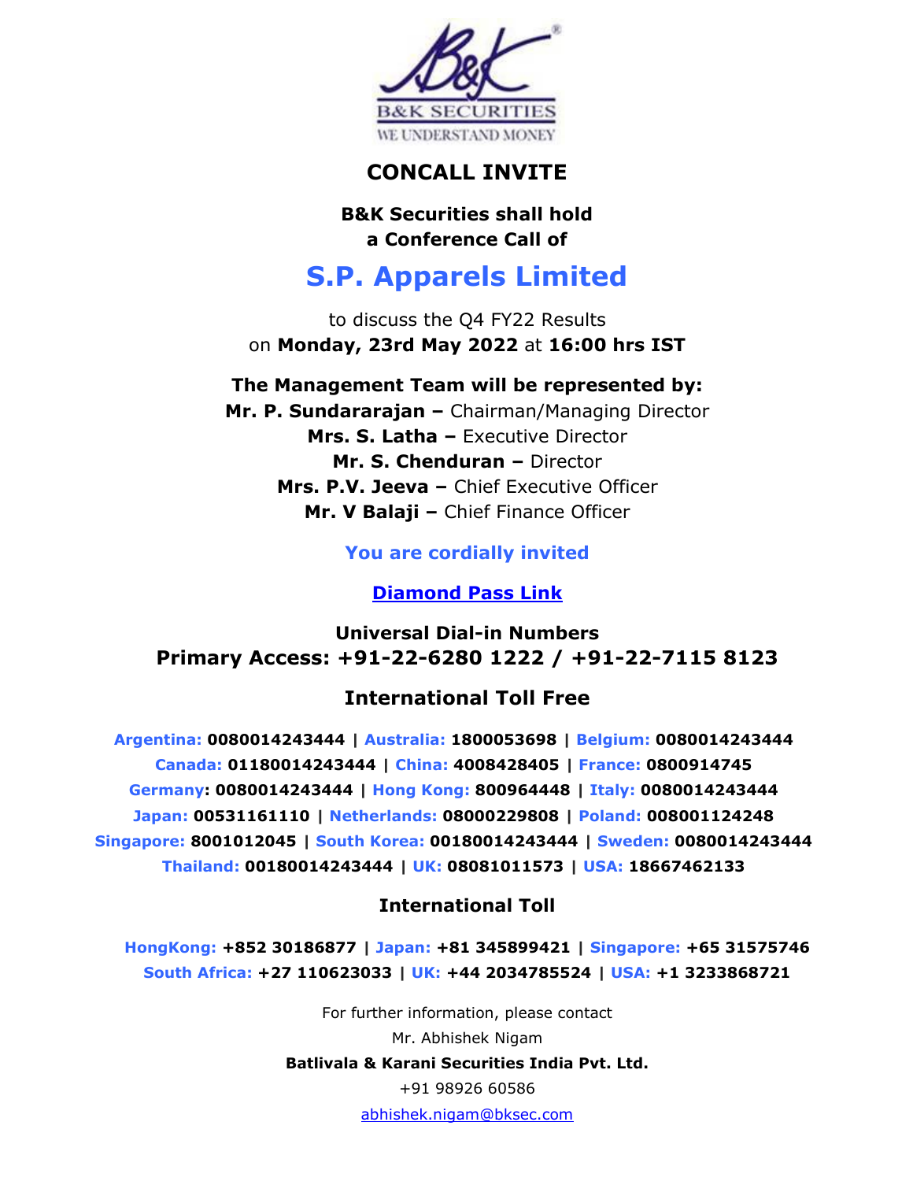B&K SECURITIES

WE UNDERSTAND MONEY

## CONCALL INVITE

**B&K Securities shall hold**
**a Conference Call of**

# S.P. Apparels Limited

to discuss the Q4 FY22 Results
on **Monday, 23rd May 2022** at **16:00 hrs IST**

**The Management Team will be represented by:**
**Mr. P. Sundararajan –** Chairman/Managing Director
**Mrs. S. Latha –** Executive Director
**Mr. S. Chenduran –** Director
**Mrs. P.V. Jeeva –** Chief Executive Officer
**Mr. V Balaji –** Chief Finance Officer

**You are cordially invited**

**Diamond Pass Link**

**Universal Dial-in Numbers**
**Primary Access: +91-22-6280 1222 / +91-22-7115 8123**

### International Toll Free

**Argentina: 0080014243444 | Australia: 1800053698 | Belgium: 0080014243444**
**Canada: 01180014243444 | China: 4008428405 | France: 0800914745**
**Germany: 0080014243444 | Hong Kong: 800964448 | Italy: 0080014243444**
**Japan: 00531161110 | Netherlands: 08000229808 | Poland: 008001124248**
**Singapore: 8001012045 | South Korea: 00180014243444 | Sweden: 0080014243444**
**Thailand: 00180014243444 | UK: 08081011573 | USA: 18667462133**

### International Toll

**HongKong: +852 30186877 | Japan: +81 345899421 | Singapore: +65 31575746**
**South Africa: +27 110623033 | UK: +44 2034785524 | USA: +1 3233868721**

For further information, please contact
Mr. Abhishek Nigam
**Batlivala & Karani Securities India Pvt. Ltd.**
+91 98926 60586
abhishek.nigam@bksec.com